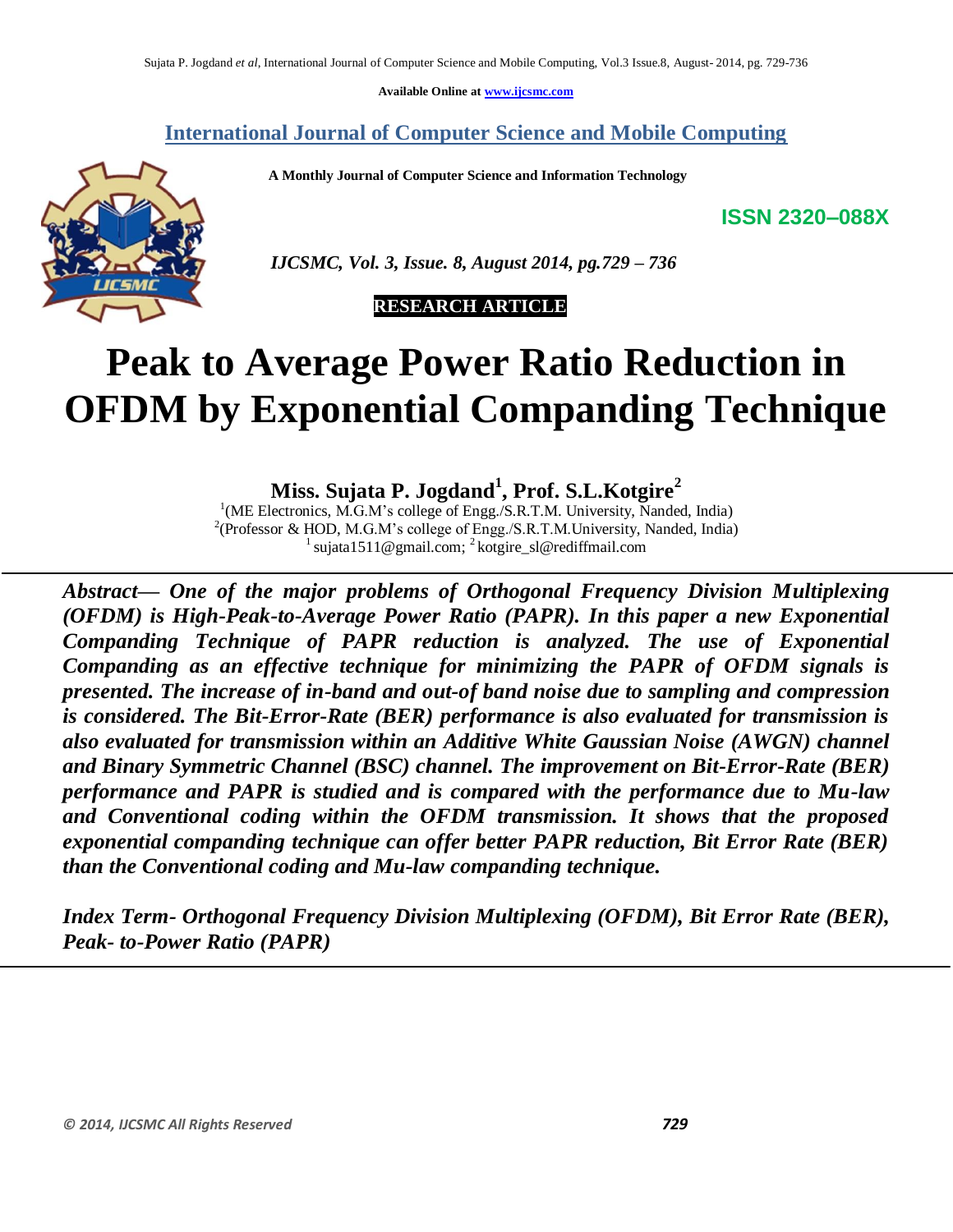Available Online at www.ijcsmc.com

## International Journal of Computer Science and Mobile Computing

**A Monthly Journal of Computer Science and Information Technology**

**ISSN 2320–088X**

*IJCSMC, Vol. 3, Issue. 8, August 2014, pg.729 – 736*

**RESEARCH ARTICLE**

# Peak to Average Power Ratio Reduction in OFDM by Exponential Companding Technique

**Miss. Sujata P. Jogdand[1], Prof. S.L.Kotgire[2]**

[1](ME Electronics, M.G.M's college of Engg./S.R.T.M. University, Nanded, India)
[2](Professor & HOD, M.G.M's college of Engg./S.R.T.M.University, Nanded, India)
[1] sujata1511@gmail.com; [2] kotgire_sl@rediffmail.com

***Abstract— One of the major problems of Orthogonal Frequency Division Multiplexing (OFDM) is High-Peak-to-Average Power Ratio (PAPR). In this paper a new Exponential Companding Technique of PAPR reduction is analyzed. The use of Exponential Companding as an effective technique for minimizing the PAPR of OFDM signals is presented. The increase of in-band and out-of band noise due to sampling and compression is considered. The Bit-Error-Rate (BER) performance is also evaluated for transmission is also evaluated for transmission within an Additive White Gaussian Noise (AWGN) channel and Binary Symmetric Channel (BSC) channel. The improvement on Bit-Error-Rate (BER) performance and PAPR is studied and is compared with the performance due to Mu-law and Conventional coding within the OFDM transmission. It shows that the proposed exponential companding technique can offer better PAPR reduction, Bit Error Rate (BER) than the Conventional coding and Mu-law companding technique.***

***Index Term- Orthogonal Frequency Division Multiplexing (OFDM), Bit Error Rate (BER), Peak- to-Power Ratio (PAPR)***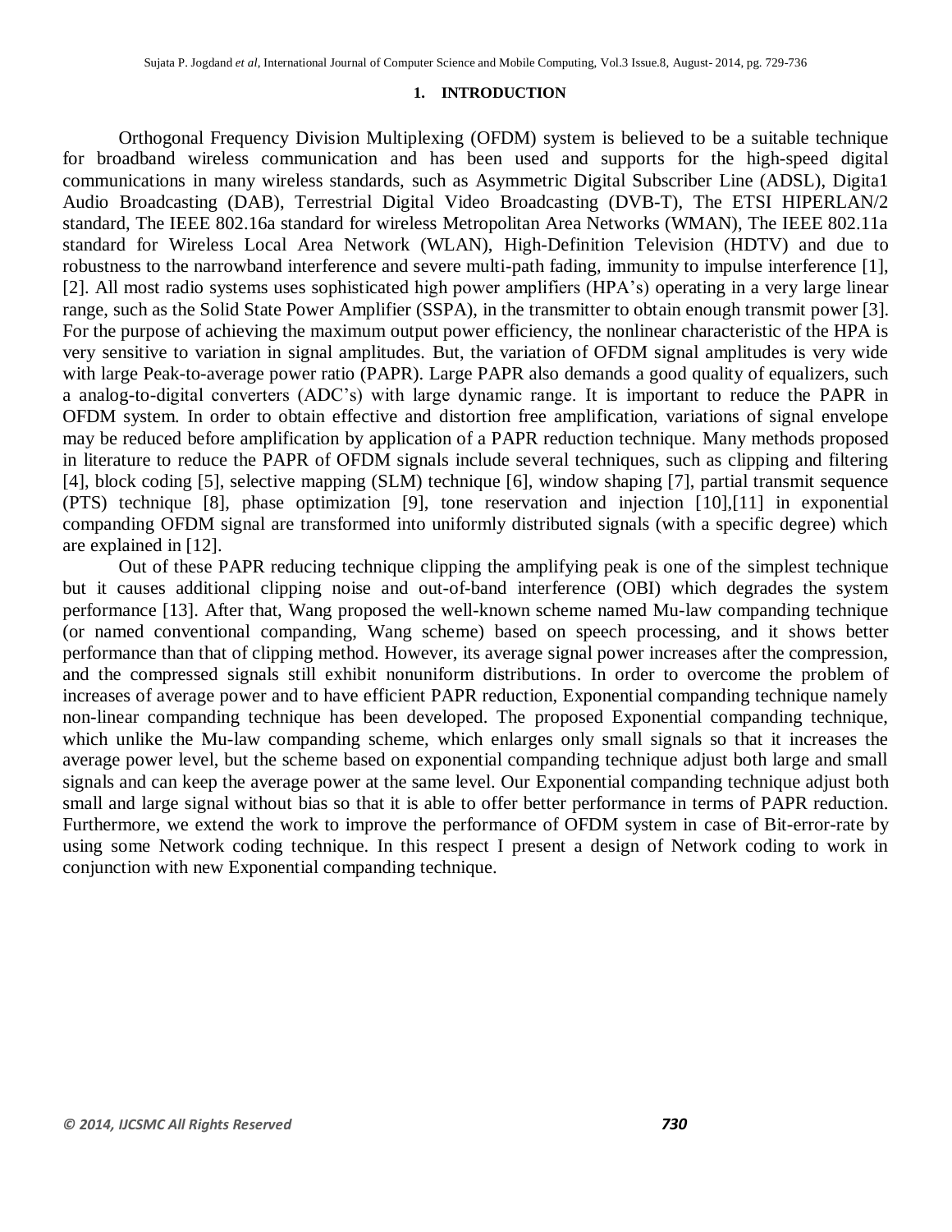## 1. INTRODUCTION

Orthogonal Frequency Division Multiplexing (OFDM) system is believed to be a suitable technique for broadband wireless communication and has been used and supports for the high-speed digital communications in many wireless standards, such as Asymmetric Digital Subscriber Line (ADSL), Digita1 Audio Broadcasting (DAB), Terrestrial Digital Video Broadcasting (DVB-T), The ETSI HIPERLAN/2 standard, The IEEE 802.16a standard for wireless Metropolitan Area Networks (WMAN), The IEEE 802.11a standard for Wireless Local Area Network (WLAN), High-Definition Television (HDTV) and due to robustness to the narrowband interference and severe multi-path fading, immunity to impulse interference [1], [2]. All most radio systems uses sophisticated high power amplifiers (HPA's) operating in a very large linear range, such as the Solid State Power Amplifier (SSPA), in the transmitter to obtain enough transmit power [3]. For the purpose of achieving the maximum output power efficiency, the nonlinear characteristic of the HPA is very sensitive to variation in signal amplitudes. But, the variation of OFDM signal amplitudes is very wide with large Peak-to-average power ratio (PAPR). Large PAPR also demands a good quality of equalizers, such a analog-to-digital converters (ADC's) with large dynamic range. It is important to reduce the PAPR in OFDM system. In order to obtain effective and distortion free amplification, variations of signal envelope may be reduced before amplification by application of a PAPR reduction technique. Many methods proposed in literature to reduce the PAPR of OFDM signals include several techniques, such as clipping and filtering [4], block coding [5], selective mapping (SLM) technique [6], window shaping [7], partial transmit sequence (PTS) technique [8], phase optimization [9], tone reservation and injection [10],[11] in exponential companding OFDM signal are transformed into uniformly distributed signals (with a specific degree) which are explained in [12].

Out of these PAPR reducing technique clipping the amplifying peak is one of the simplest technique but it causes additional clipping noise and out-of-band interference (OBI) which degrades the system performance [13]. After that, Wang proposed the well-known scheme named Mu-law companding technique (or named conventional companding, Wang scheme) based on speech processing, and it shows better performance than that of clipping method. However, its average signal power increases after the compression, and the compressed signals still exhibit nonuniform distributions. In order to overcome the problem of increases of average power and to have efficient PAPR reduction, Exponential companding technique namely non-linear companding technique has been developed. The proposed Exponential companding technique, which unlike the Mu-law companding scheme, which enlarges only small signals so that it increases the average power level, but the scheme based on exponential companding technique adjust both large and small signals and can keep the average power at the same level. Our Exponential companding technique adjust both small and large signal without bias so that it is able to offer better performance in terms of PAPR reduction. Furthermore, we extend the work to improve the performance of OFDM system in case of Bit-error-rate by using some Network coding technique. In this respect I present a design of Network coding to work in conjunction with new Exponential companding technique.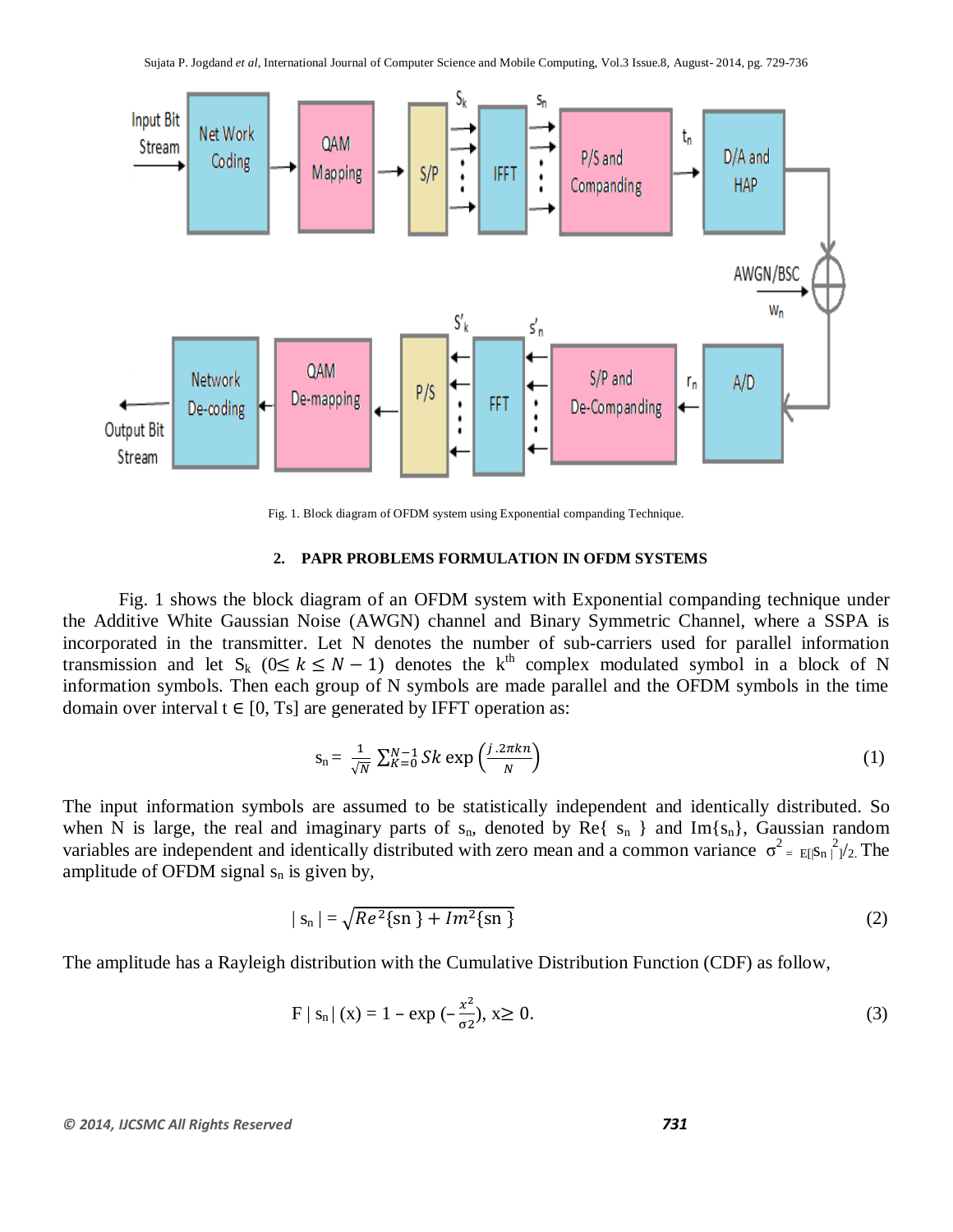Fig. 1. Block diagram of OFDM system using Exponential companding Technique.

## 2. PAPR PROBLEMS FORMULATION IN OFDM SYSTEMS

Fig. 1 shows the block diagram of an OFDM system with Exponential companding technique under the Additive White Gaussian Noise (AWGN) channel and Binary Symmetric Channel, where a SSPA is incorporated in the transmitter. Let N denotes the number of sub-carriers used for parallel information transmission and let $S_k$ ($0 \leq k \leq N-1$) denotes the $k^{th}$ complex modulated symbol in a block of N information symbols. Then each group of N symbols are made parallel and the OFDM symbols in the time domain over interval t ∈ [0, Ts] are generated by IFFT operation as:

$$s_n = \frac{1}{\sqrt{N}} \sum_{K=0}^{N-1} Sk \exp\left(\frac{j.2\pi kn}{N}\right) \tag{1}$$

The input information symbols are assumed to be statistically independent and identically distributed. So when N is large, the real and imaginary parts of $s_n$, denoted by Re{ $s_n$ } and Im{$s_n$}, Gaussian random variables are independent and identically distributed with zero mean and a common variance $\sigma^2 = E[|s_n|^2]/2$. The amplitude of OFDM signal $s_n$ is given by,

$$|\, s_n \,| = \sqrt{Re^2\{sn\} + Im^2\{sn\}} \tag{2}$$

The amplitude has a Rayleigh distribution with the Cumulative Distribution Function (CDF) as follow,

$$F\,|\, s_n \,|\,(x) = 1 - \exp\left(-\frac{x^2}{\sigma 2}\right),\ x \geq 0. \tag{3}$$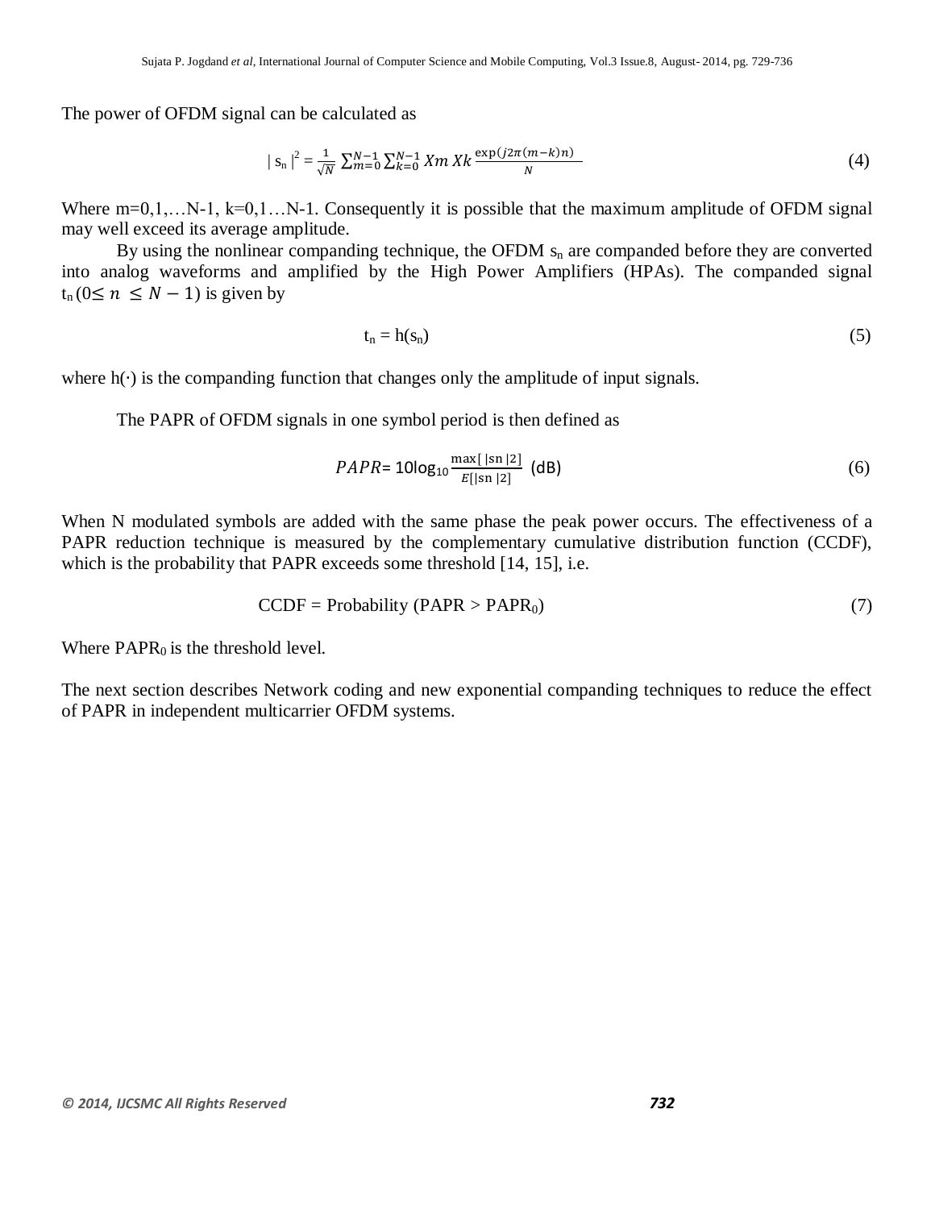The power of OFDM signal can be calculated as

$$| s_n |^2 = \frac{1}{\sqrt{N}} \sum_{m=0}^{N-1} \sum_{k=0}^{N-1} Xm\, Xk \frac{\exp(j2\pi(m-k)n)}{N} \tag{4}$$

Where m=0,1,…N-1, k=0,1…N-1. Consequently it is possible that the maximum amplitude of OFDM signal may well exceed its average amplitude.

By using the nonlinear companding technique, the OFDM $s_n$ are companded before they are converted into analog waveforms and amplified by the High Power Amplifiers (HPAs). The companded signal $t_n$ ($0 \leq n \leq N-1$) is given by

$$t_n = h(s_n) \tag{5}$$

where $h(\cdot)$ is the companding function that changes only the amplitude of input signals.

The PAPR of OFDM signals in one symbol period is then defined as

$$PAPR = 10\log_{10} \frac{\max[\,|sn\,|2]}{E[|sn\,|2]} \text{ (dB)} \tag{6}$$

When N modulated symbols are added with the same phase the peak power occurs. The effectiveness of a PAPR reduction technique is measured by the complementary cumulative distribution function (CCDF), which is the probability that PAPR exceeds some threshold [14, 15], i.e.

$$\text{CCDF} = \text{Probability } (\text{PAPR} > \text{PAPR}_0) \tag{7}$$

Where $\text{PAPR}_0$ is the threshold level.

The next section describes Network coding and new exponential companding techniques to reduce the effect of PAPR in independent multicarrier OFDM systems.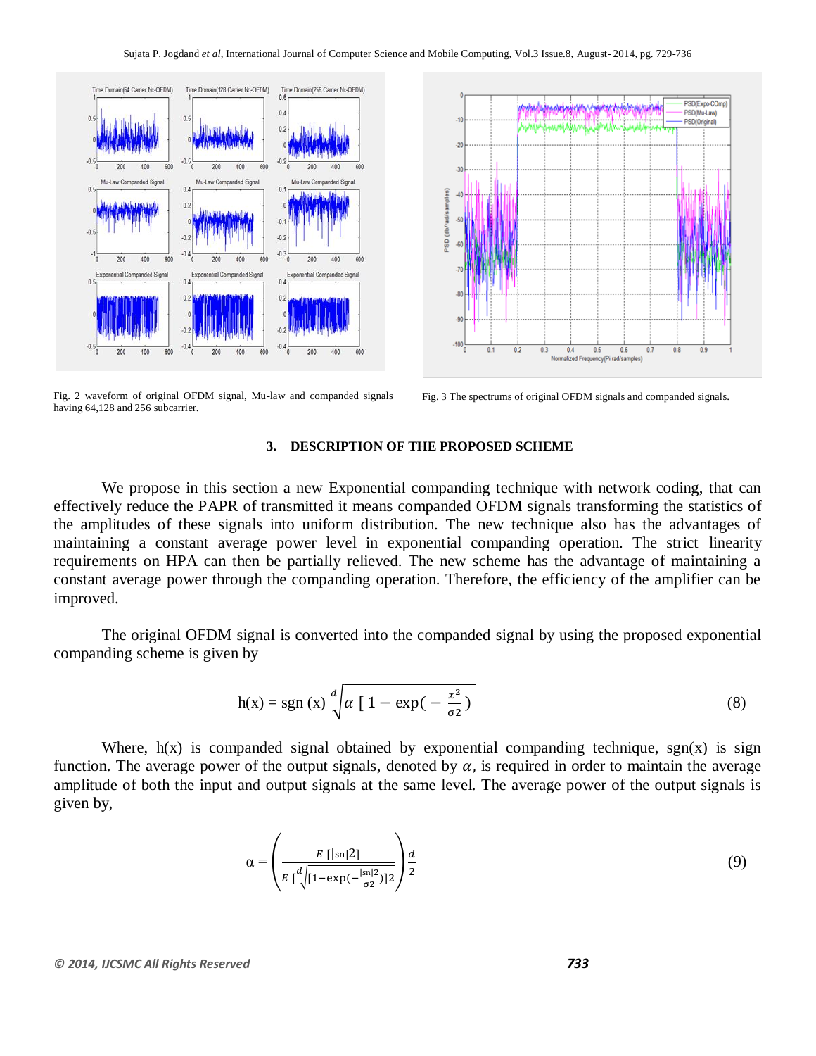Fig. 2 waveform of original OFDM signal, Mu-law and companded signals having 64,128 and 256 subcarrier.

Fig. 3 The spectrums of original OFDM signals and companded signals.

## 3. DESCRIPTION OF THE PROPOSED SCHEME

We propose in this section a new Exponential companding technique with network coding, that can effectively reduce the PAPR of transmitted it means companded OFDM signals transforming the statistics of the amplitudes of these signals into uniform distribution. The new technique also has the advantages of maintaining a constant average power level in exponential companding operation. The strict linearity requirements on HPA can then be partially relieved. The new scheme has the advantage of maintaining a constant average power through the companding operation. Therefore, the efficiency of the amplifier can be improved.

The original OFDM signal is converted into the companded signal by using the proposed exponential companding scheme is given by

$$h(x) = \text{sgn}(x)\ \sqrt[d]{\alpha\left[1-\exp\left(-\frac{x^2}{\sigma 2}\right)\right.} \tag{8}$$

Where, h(x) is companded signal obtained by exponential companding technique, sgn(x) is sign function. The average power of the output signals, denoted by $\alpha$, is required in order to maintain the average amplitude of both the input and output signals at the same level. The average power of the output signals is given by,

$$\alpha = \left(\frac{E\,[|\text{sn}|2]}{E\left[\sqrt[d]{[1-\exp(-\frac{|\text{sn}|2}{\sigma 2})]2}\right.}\right)^{\frac{d}{2}} \tag{9}$$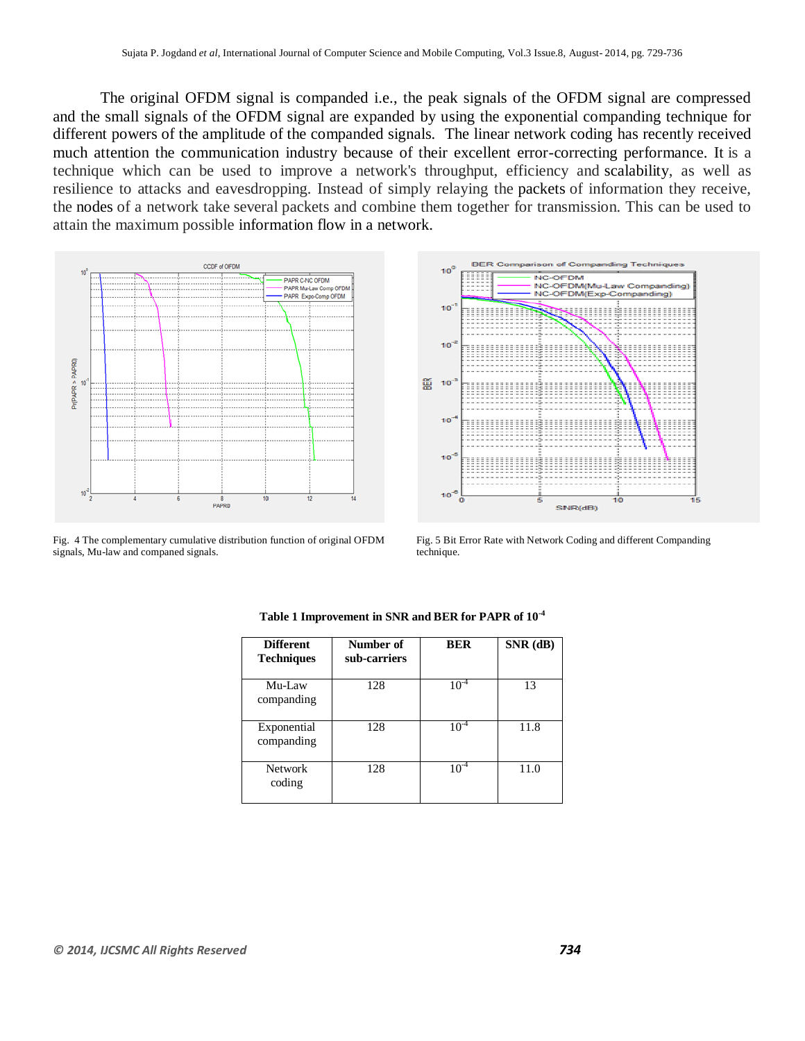The original OFDM signal is companded i.e., the peak signals of the OFDM signal are compressed and the small signals of the OFDM signal are expanded by using the exponential companding technique for different powers of the amplitude of the companded signals. The linear network coding has recently received much attention the communication industry because of their excellent error-correcting performance. It is a technique which can be used to improve a network's throughput, efficiency and scalability, as well as resilience to attacks and eavesdropping. Instead of simply relaying the packets of information they receive, the nodes of a network take several packets and combine them together for transmission. This can be used to attain the maximum possible information flow in a network.

Fig. 4 The complementary cumulative distribution function of original OFDM signals, Mu-law and companed signals.

Fig. 5 Bit Error Rate with Network Coding and different Companding technique.

**Table 1 Improvement in SNR and BER for PAPR of $10^{-4}$**

| Different Techniques | Number of sub-carriers | BER | SNR (dB) |
|---|---|---|---|
| Mu-Law companding | 128 | $10^{-4}$ | 13 |
| Exponential companding | 128 | $10^{-4}$ | 11.8 |
| Network coding | 128 | $10^{-4}$ | 11.0 |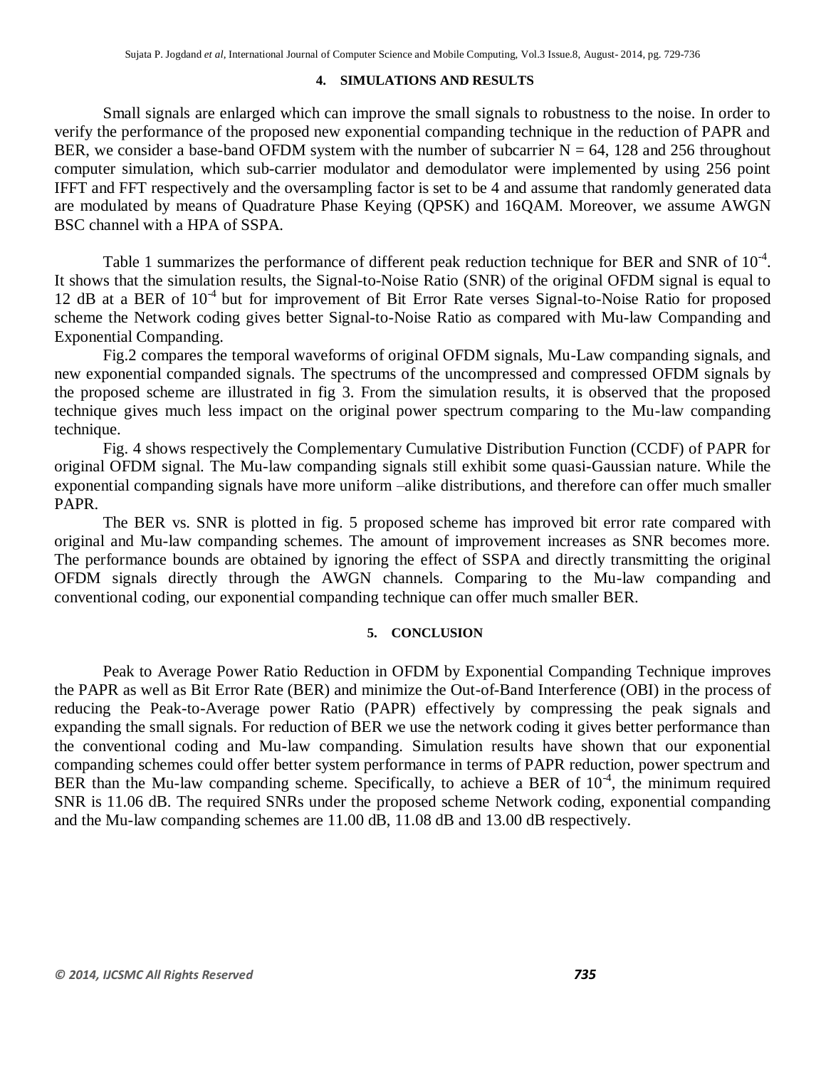#### 4. SIMULATIONS AND RESULTS

Small signals are enlarged which can improve the small signals to robustness to the noise. In order to verify the performance of the proposed new exponential companding technique in the reduction of PAPR and BER, we consider a base-band OFDM system with the number of subcarrier N = 64, 128 and 256 throughout computer simulation, which sub-carrier modulator and demodulator were implemented by using 256 point IFFT and FFT respectively and the oversampling factor is set to be 4 and assume that randomly generated data are modulated by means of Quadrature Phase Keying (QPSK) and 16QAM. Moreover, we assume AWGN BSC channel with a HPA of SSPA.

Table 1 summarizes the performance of different peak reduction technique for BER and SNR of $10^{-4}$. It shows that the simulation results, the Signal-to-Noise Ratio (SNR) of the original OFDM signal is equal to 12 dB at a BER of $10^{-4}$ but for improvement of Bit Error Rate verses Signal-to-Noise Ratio for proposed scheme the Network coding gives better Signal-to-Noise Ratio as compared with Mu-law Companding and Exponential Companding.

Fig.2 compares the temporal waveforms of original OFDM signals, Mu-Law companding signals, and new exponential companded signals. The spectrums of the uncompressed and compressed OFDM signals by the proposed scheme are illustrated in fig 3. From the simulation results, it is observed that the proposed technique gives much less impact on the original power spectrum comparing to the Mu-law companding technique.

Fig. 4 shows respectively the Complementary Cumulative Distribution Function (CCDF) of PAPR for original OFDM signal. The Mu-law companding signals still exhibit some quasi-Gaussian nature. While the exponential companding signals have more uniform –alike distributions, and therefore can offer much smaller PAPR.

The BER vs. SNR is plotted in fig. 5 proposed scheme has improved bit error rate compared with original and Mu-law companding schemes. The amount of improvement increases as SNR becomes more. The performance bounds are obtained by ignoring the effect of SSPA and directly transmitting the original OFDM signals directly through the AWGN channels. Comparing to the Mu-law companding and conventional coding, our exponential companding technique can offer much smaller BER.

#### 5. CONCLUSION

Peak to Average Power Ratio Reduction in OFDM by Exponential Companding Technique improves the PAPR as well as Bit Error Rate (BER) and minimize the Out-of-Band Interference (OBI) in the process of reducing the Peak-to-Average power Ratio (PAPR) effectively by compressing the peak signals and expanding the small signals. For reduction of BER we use the network coding it gives better performance than the conventional coding and Mu-law companding. Simulation results have shown that our exponential companding schemes could offer better system performance in terms of PAPR reduction, power spectrum and BER than the Mu-law companding scheme. Specifically, to achieve a BER of $10^{-4}$, the minimum required SNR is 11.06 dB. The required SNRs under the proposed scheme Network coding, exponential companding and the Mu-law companding schemes are 11.00 dB, 11.08 dB and 13.00 dB respectively.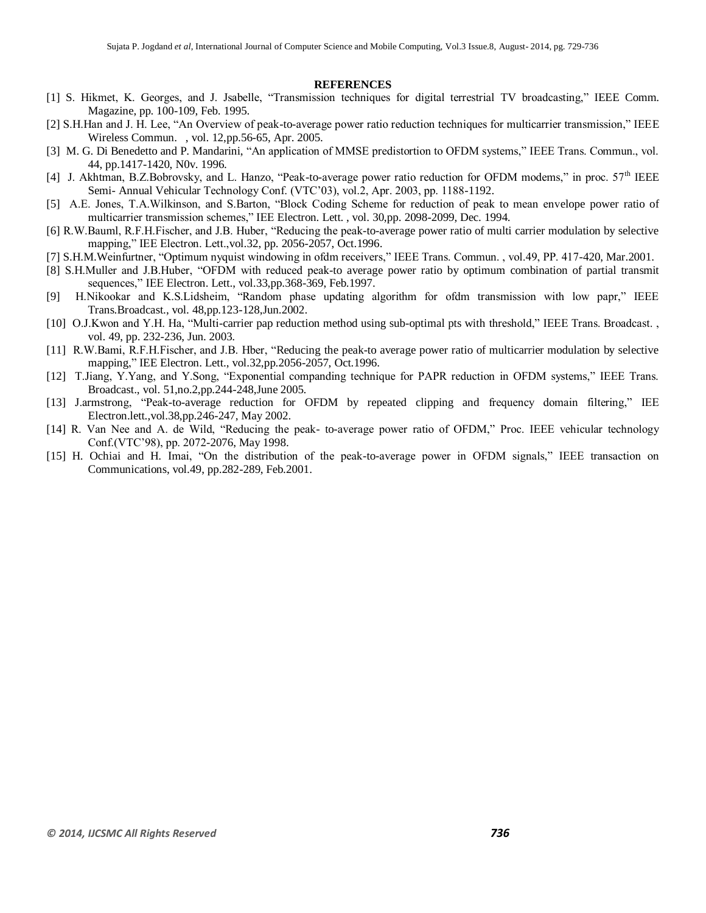## REFERENCES

[1] S. Hikmet, K. Georges, and J. Jsabelle, "Transmission techniques for digital terrestrial TV broadcasting," IEEE Comm. Magazine, pp. 100-109, Feb. 1995.

[2] S.H.Han and J. H. Lee, "An Overview of peak-to-average power ratio reduction techniques for multicarrier transmission," IEEE Wireless Commun. , vol. 12,pp.56-65, Apr. 2005.

[3] M. G. Di Benedetto and P. Mandarini, "An application of MMSE predistortion to OFDM systems," IEEE Trans. Commun., vol. 44, pp.1417-1420, N0v. 1996.

[4] J. Akhtman, B.Z.Bobrovsky, and L. Hanzo, "Peak-to-average power ratio reduction for OFDM modems," in proc. 57th IEEE Semi- Annual Vehicular Technology Conf. (VTC'03), vol.2, Apr. 2003, pp. 1188-1192.

[5] A.E. Jones, T.A.Wilkinson, and S.Barton, "Block Coding Scheme for reduction of peak to mean envelope power ratio of multicarrier transmission schemes," IEE Electron. Lett. , vol. 30,pp. 2098-2099, Dec. 1994.

[6] R.W.Bauml, R.F.H.Fischer, and J.B. Huber, "Reducing the peak-to-average power ratio of multi carrier modulation by selective mapping," IEE Electron. Lett.,vol.32, pp. 2056-2057, Oct.1996.

[7] S.H.M.Weinfurtner, "Optimum nyquist windowing in ofdm receivers," IEEE Trans. Commun. , vol.49, PP. 417-420, Mar.2001.

[8] S.H.Muller and J.B.Huber, "OFDM with reduced peak-to average power ratio by optimum combination of partial transmit sequences," IEE Electron. Lett., vol.33,pp.368-369, Feb.1997.

[9] H.Nikookar and K.S.Lidsheim, "Random phase updating algorithm for ofdm transmission with low papr," IEEE Trans.Broadcast., vol. 48,pp.123-128,Jun.2002.

[10] O.J.Kwon and Y.H. Ha, "Multi-carrier pap reduction method using sub-optimal pts with threshold," IEEE Trans. Broadcast. , vol. 49, pp. 232-236, Jun. 2003.

[11] R.W.Bami, R.F.H.Fischer, and J.B. Hber, "Reducing the peak-to average power ratio of multicarrier modulation by selective mapping," IEE Electron. Lett., vol.32,pp.2056-2057, Oct.1996.

[12] T.Jiang, Y.Yang, and Y.Song, "Exponential companding technique for PAPR reduction in OFDM systems," IEEE Trans. Broadcast., vol. 51,no.2,pp.244-248,June 2005.

[13] J.armstrong, "Peak-to-average reduction for OFDM by repeated clipping and frequency domain filtering," IEE Electron.lett.,vol.38,pp.246-247, May 2002.

[14] R. Van Nee and A. de Wild, "Reducing the peak- to-average power ratio of OFDM," Proc. IEEE vehicular technology Conf.(VTC'98), pp. 2072-2076, May 1998.

[15] H. Ochiai and H. Imai, "On the distribution of the peak-to-average power in OFDM signals," IEEE transaction on Communications, vol.49, pp.282-289, Feb.2001.